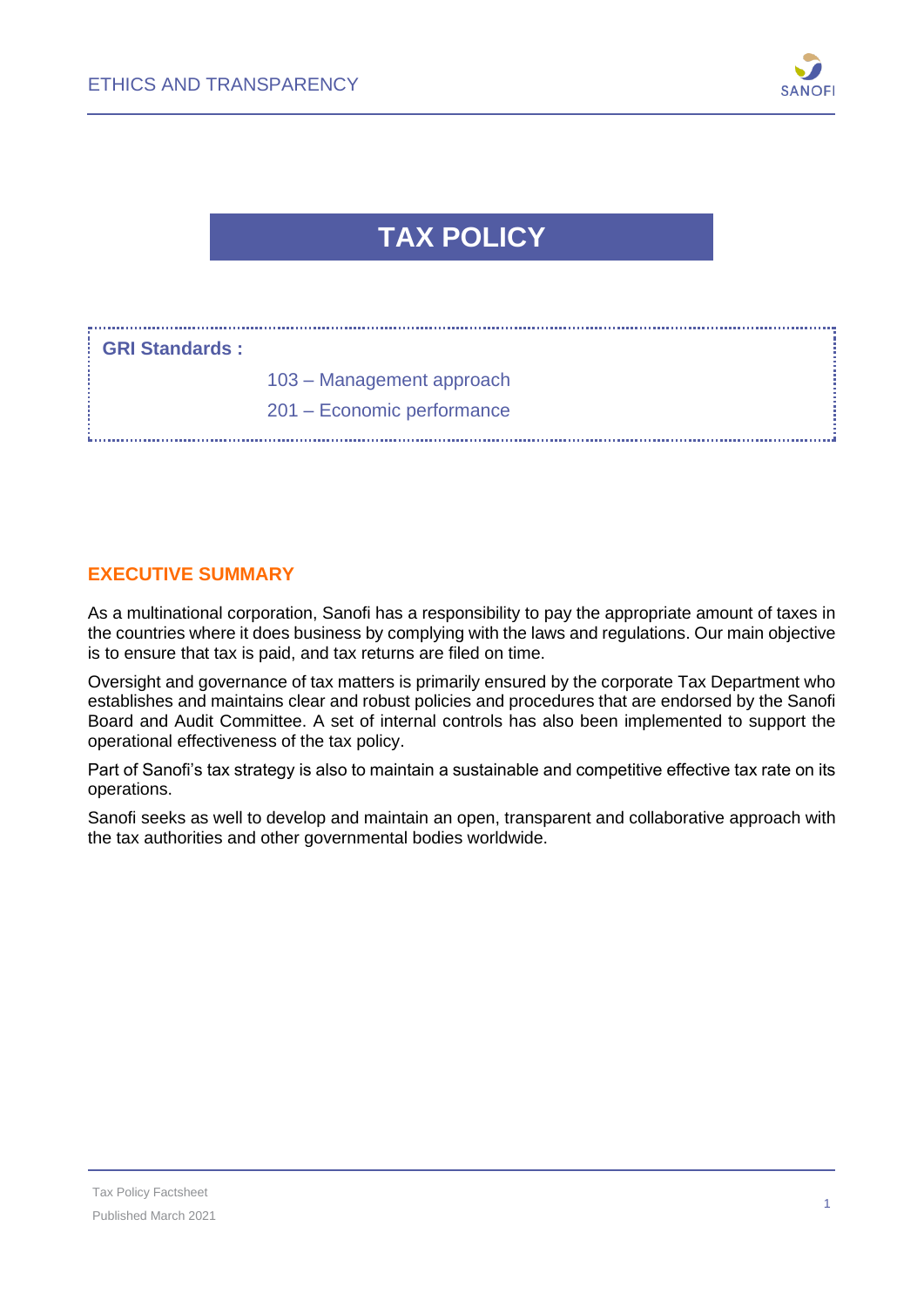# TAX POLICY

**GRI Standards :**

103 – Management approach

201 – Economic performance

## EXECUTIVE SUMMARY

As a multinational corporation, Sanofi has a responsibility to pay the appropriate amount of taxes in the countries where it does business by complying with the laws and regulations. Our main objective is to ensure that tax is paid, and tax returns are filed on time.

Oversight and governance of tax matters is primarily ensured by the corporate Tax Department who establishes and maintains clear and robust policies and procedures that are endorsed by the Sanofi Board and Audit Committee. A set of internal controls has also been implemented to support the operational effectiveness of the tax policy.

Part of Sanofi's tax strategy is also to maintain a sustainable and competitive effective tax rate on its operations.

Sanofi seeks as well to develop and maintain an open, transparent and collaborative approach with the tax authorities and other governmental bodies worldwide.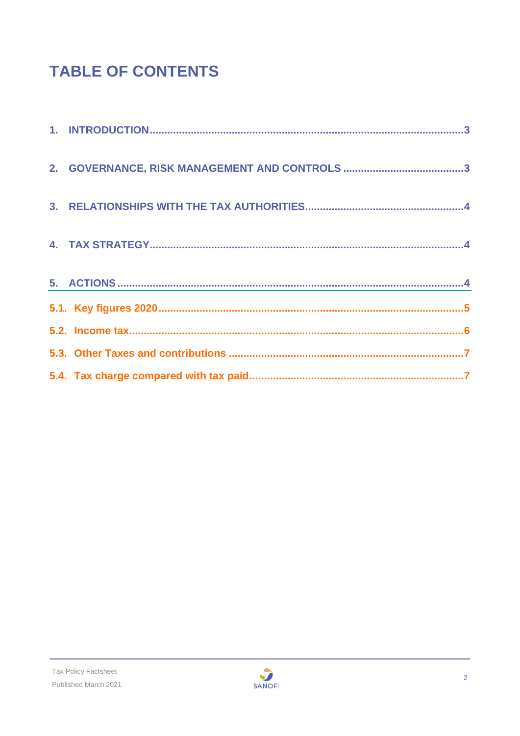# TABLE OF CONTENTS

1. INTRODUCTION....3
2. GOVERNANCE, RISK MANAGEMENT AND CONTROLS....3
3. RELATIONSHIPS WITH THE TAX AUTHORITIES....4
4. TAX STRATEGY....4
5. ACTIONS....4

5.1. Key figures 2020....5

5.2. Income tax....6

5.3. Other Taxes and contributions....7

5.4. Tax charge compared with tax paid....7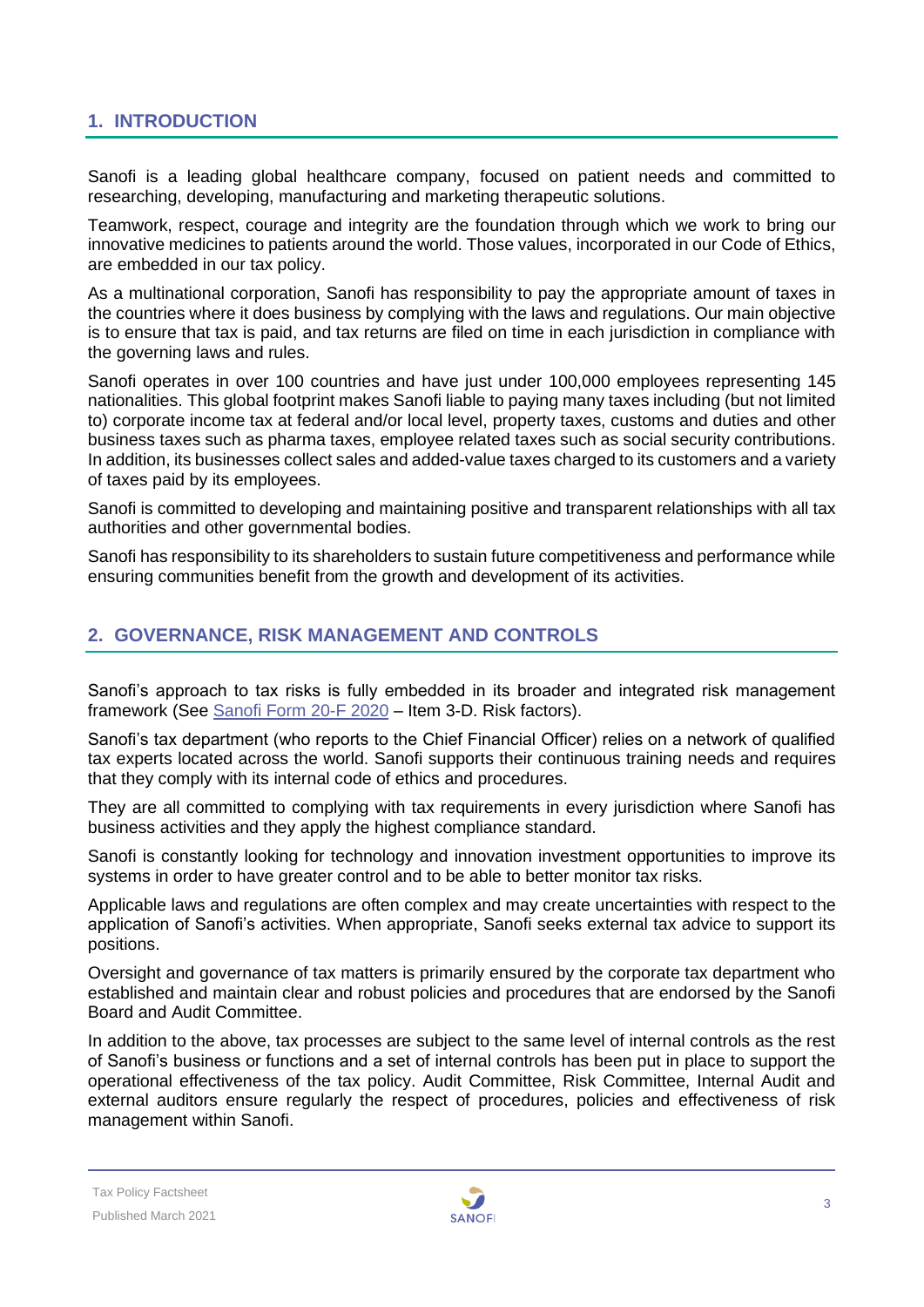## 1. INTRODUCTION

Sanofi is a leading global healthcare company, focused on patient needs and committed to researching, developing, manufacturing and marketing therapeutic solutions.

Teamwork, respect, courage and integrity are the foundation through which we work to bring our innovative medicines to patients around the world. Those values, incorporated in our Code of Ethics, are embedded in our tax policy.

As a multinational corporation, Sanofi has responsibility to pay the appropriate amount of taxes in the countries where it does business by complying with the laws and regulations. Our main objective is to ensure that tax is paid, and tax returns are filed on time in each jurisdiction in compliance with the governing laws and rules.

Sanofi operates in over 100 countries and have just under 100,000 employees representing 145 nationalities. This global footprint makes Sanofi liable to paying many taxes including (but not limited to) corporate income tax at federal and/or local level, property taxes, customs and duties and other business taxes such as pharma taxes, employee related taxes such as social security contributions. In addition, its businesses collect sales and added-value taxes charged to its customers and a variety of taxes paid by its employees.

Sanofi is committed to developing and maintaining positive and transparent relationships with all tax authorities and other governmental bodies.

Sanofi has responsibility to its shareholders to sustain future competitiveness and performance while ensuring communities benefit from the growth and development of its activities.

## 2. GOVERNANCE, RISK MANAGEMENT AND CONTROLS

Sanofi's approach to tax risks is fully embedded in its broader and integrated risk management framework (See Sanofi Form 20-F 2020 – Item 3-D. Risk factors).

Sanofi's tax department (who reports to the Chief Financial Officer) relies on a network of qualified tax experts located across the world. Sanofi supports their continuous training needs and requires that they comply with its internal code of ethics and procedures.

They are all committed to complying with tax requirements in every jurisdiction where Sanofi has business activities and they apply the highest compliance standard.

Sanofi is constantly looking for technology and innovation investment opportunities to improve its systems in order to have greater control and to be able to better monitor tax risks.

Applicable laws and regulations are often complex and may create uncertainties with respect to the application of Sanofi's activities. When appropriate, Sanofi seeks external tax advice to support its positions.

Oversight and governance of tax matters is primarily ensured by the corporate tax department who established and maintain clear and robust policies and procedures that are endorsed by the Sanofi Board and Audit Committee.

In addition to the above, tax processes are subject to the same level of internal controls as the rest of Sanofi's business or functions and a set of internal controls has been put in place to support the operational effectiveness of the tax policy. Audit Committee, Risk Committee, Internal Audit and external auditors ensure regularly the respect of procedures, policies and effectiveness of risk management within Sanofi.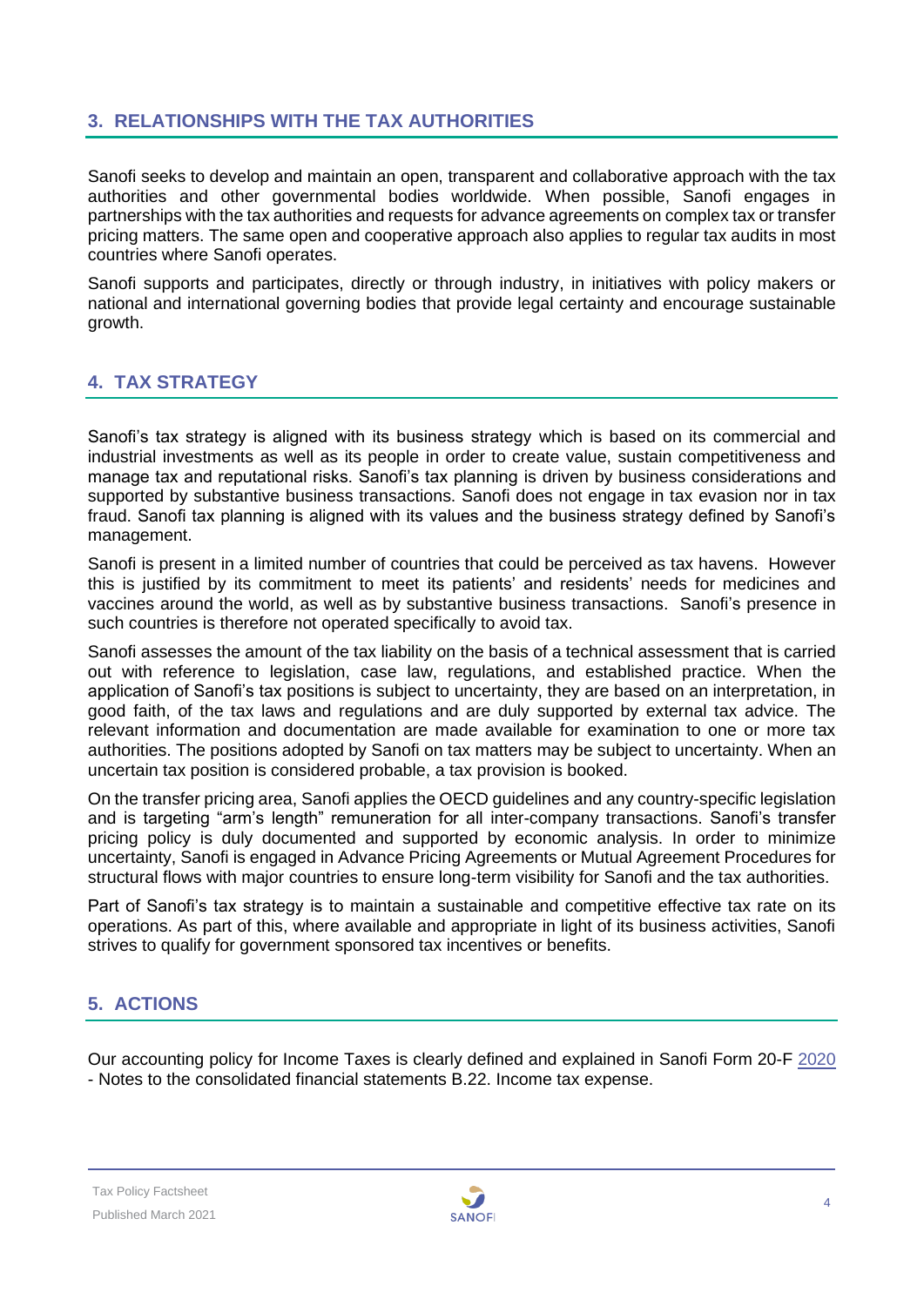## 3. RELATIONSHIPS WITH THE TAX AUTHORITIES

Sanofi seeks to develop and maintain an open, transparent and collaborative approach with the tax authorities and other governmental bodies worldwide. When possible, Sanofi engages in partnerships with the tax authorities and requests for advance agreements on complex tax or transfer pricing matters. The same open and cooperative approach also applies to regular tax audits in most countries where Sanofi operates.

Sanofi supports and participates, directly or through industry, in initiatives with policy makers or national and international governing bodies that provide legal certainty and encourage sustainable growth.

## 4. TAX STRATEGY

Sanofi's tax strategy is aligned with its business strategy which is based on its commercial and industrial investments as well as its people in order to create value, sustain competitiveness and manage tax and reputational risks. Sanofi's tax planning is driven by business considerations and supported by substantive business transactions. Sanofi does not engage in tax evasion nor in tax fraud. Sanofi tax planning is aligned with its values and the business strategy defined by Sanofi's management.

Sanofi is present in a limited number of countries that could be perceived as tax havens. However this is justified by its commitment to meet its patients' and residents' needs for medicines and vaccines around the world, as well as by substantive business transactions. Sanofi's presence in such countries is therefore not operated specifically to avoid tax.

Sanofi assesses the amount of the tax liability on the basis of a technical assessment that is carried out with reference to legislation, case law, regulations, and established practice. When the application of Sanofi's tax positions is subject to uncertainty, they are based on an interpretation, in good faith, of the tax laws and regulations and are duly supported by external tax advice. The relevant information and documentation are made available for examination to one or more tax authorities. The positions adopted by Sanofi on tax matters may be subject to uncertainty. When an uncertain tax position is considered probable, a tax provision is booked.

On the transfer pricing area, Sanofi applies the OECD guidelines and any country-specific legislation and is targeting "arm's length" remuneration for all inter-company transactions. Sanofi's transfer pricing policy is duly documented and supported by economic analysis. In order to minimize uncertainty, Sanofi is engaged in Advance Pricing Agreements or Mutual Agreement Procedures for structural flows with major countries to ensure long-term visibility for Sanofi and the tax authorities.

Part of Sanofi's tax strategy is to maintain a sustainable and competitive effective tax rate on its operations. As part of this, where available and appropriate in light of its business activities, Sanofi strives to qualify for government sponsored tax incentives or benefits.

## 5. ACTIONS

Our accounting policy for Income Taxes is clearly defined and explained in Sanofi Form 20-F 2020 - Notes to the consolidated financial statements B.22. Income tax expense.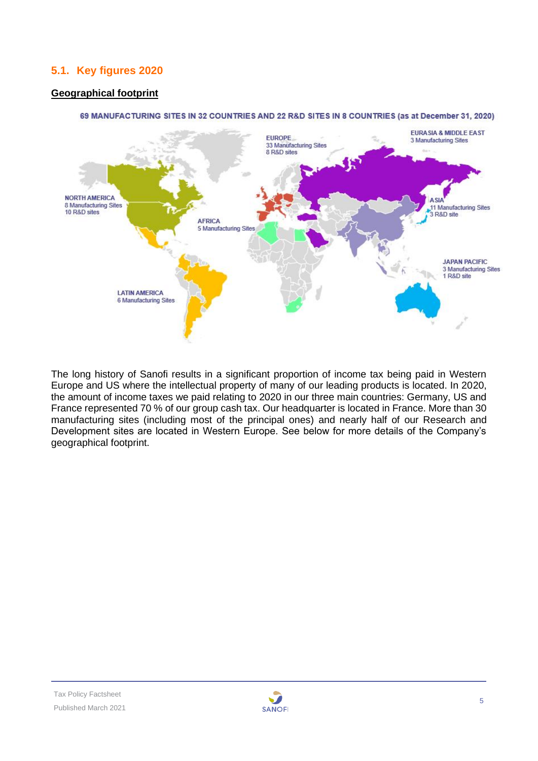## 5.1. Key figures 2020

**Geographical footprint**

69 MANUFACTURING SITES IN 32 COUNTRIES AND 22 R&D SITES IN 8 COUNTRIES (as at December 31, 2020)

NORTH AMERICA
8 Manufacturing Sites
10 R&D sites

LATIN AMERICA
6 Manufacturing Sites

EUROPE
33 Manufacturing Sites
8 R&D sites

AFRICA
5 Manufacturing Sites

EURASIA & MIDDLE EAST
3 Manufacturing Sites

ASIA
11 Manufacturing Sites
3 R&D site

JAPAN PACIFIC
3 Manufacturing Sites
1 R&D site

The long history of Sanofi results in a significant proportion of income tax being paid in Western Europe and US where the intellectual property of many of our leading products is located. In 2020, the amount of income taxes we paid relating to 2020 in our three main countries: Germany, US and France represented 70 % of our group cash tax. Our headquarter is located in France. More than 30 manufacturing sites (including most of the principal ones) and nearly half of our Research and Development sites are located in Western Europe. See below for more details of the Company's geographical footprint.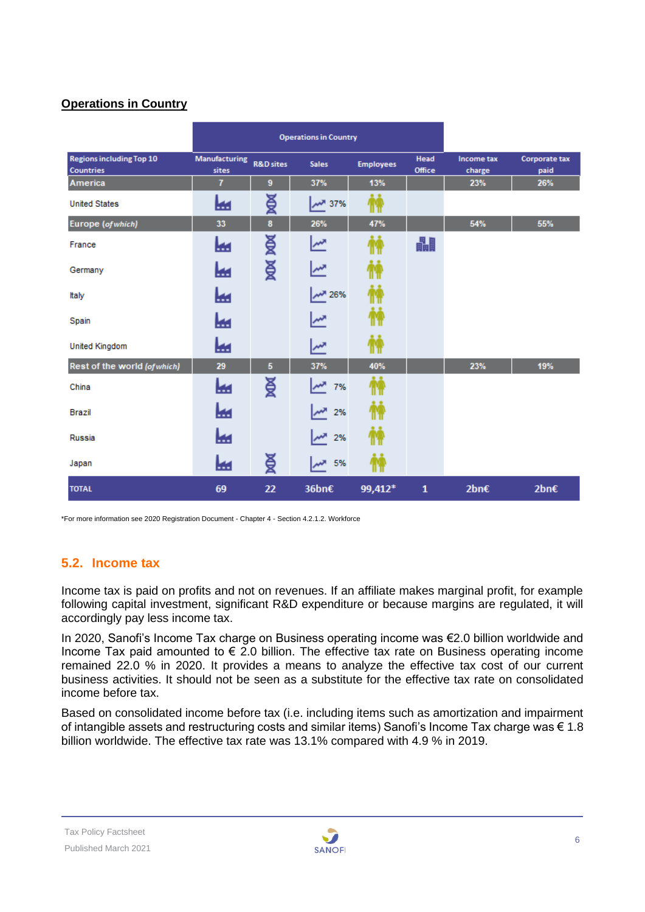## Operations in Country

| Regions including Top 10 Countries | Manufacturing sites | R&D sites | Sales | Employees | Head Office | Income tax charge | Corporate tax paid |
|---|---|---|---|---|---|---|---|
| | Operations in Country | | | | | | |
| America | 7 | 9 | 37% | 13% | | 23% | 26% |
| United States | ✓ | ✓ | 37% | ✓ | | | |
| Europe (of which) | 33 | 8 | 26% | 47% | | 54% | 55% |
| France | ✓ | ✓ | ✓ | ✓ | ✓ | | |
| Germany | ✓ | ✓ | ✓ | ✓ | | | |
| Italy | ✓ | | 26% | ✓ | | | |
| Spain | ✓ | | ✓ | ✓ | | | |
| United Kingdom | ✓ | | ✓ | ✓ | | | |
| Rest of the world (of which) | 29 | 5 | 37% | 40% | | 23% | 19% |
| China | ✓ | ✓ | 7% | ✓ | | | |
| Brazil | ✓ | | 2% | ✓ | | | |
| Russia | ✓ | | 2% | ✓ | | | |
| Japan | ✓ | ✓ | 5% | ✓ | | | |
| TOTAL | 69 | 22 | 36bn€ | 99,412* | 1 | 2bn€ | 2bn€ |

*For more information see 2020 Registration Document - Chapter 4 - Section 4.2.1.2. Workforce

## 5.2. Income tax

Income tax is paid on profits and not on revenues. If an affiliate makes marginal profit, for example following capital investment, significant R&D expenditure or because margins are regulated, it will accordingly pay less income tax.

In 2020, Sanofi's Income Tax charge on Business operating income was €2.0 billion worldwide and Income Tax paid amounted to € 2.0 billion. The effective tax rate on Business operating income remained 22.0 % in 2020. It provides a means to analyze the effective tax cost of our current business activities. It should not be seen as a substitute for the effective tax rate on consolidated income before tax.

Based on consolidated income before tax (i.e. including items such as amortization and impairment of intangible assets and restructuring costs and similar items) Sanofi's Income Tax charge was € 1.8 billion worldwide. The effective tax rate was 13.1% compared with 4.9 % in 2019.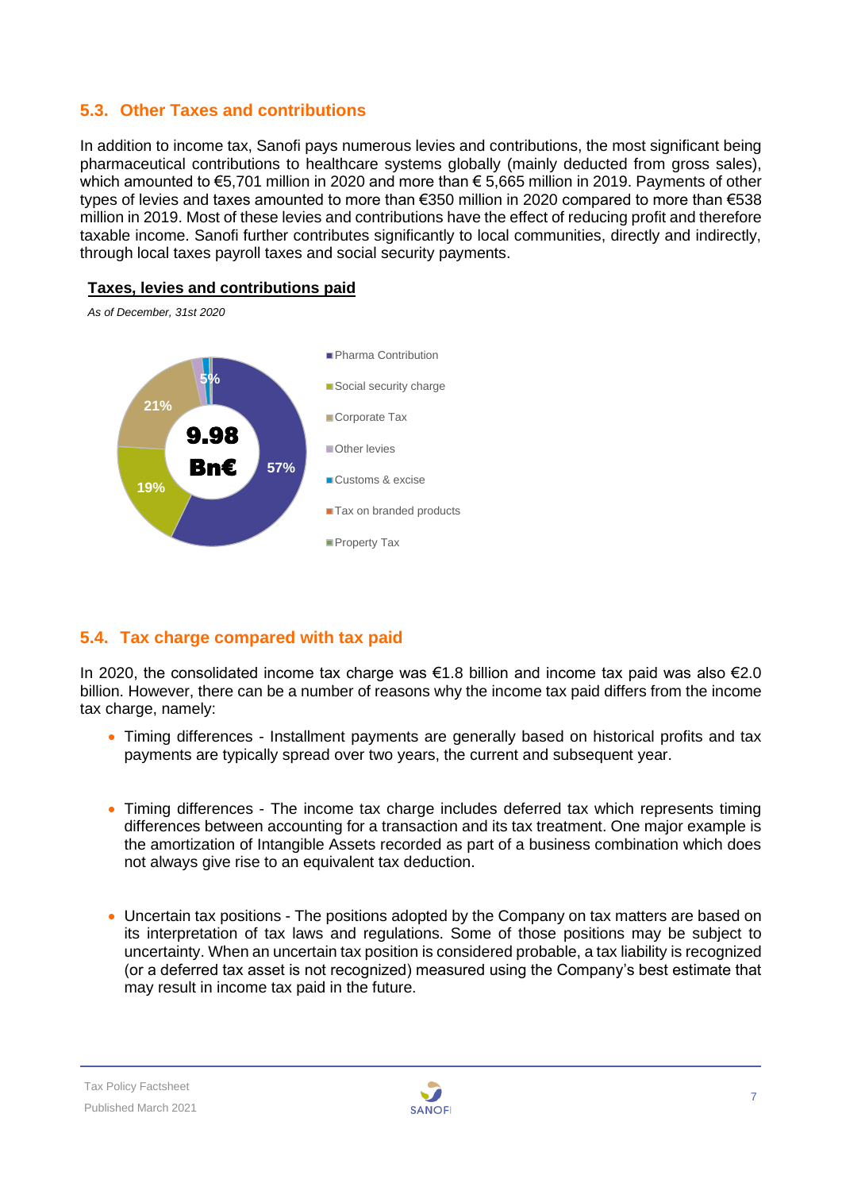## 5.3. Other Taxes and contributions

In addition to income tax, Sanofi pays numerous levies and contributions, the most significant being pharmaceutical contributions to healthcare systems globally (mainly deducted from gross sales), which amounted to €5,701 million in 2020 and more than € 5,665 million in 2019. Payments of other types of levies and taxes amounted to more than €350 million in 2020 compared to more than €538 million in 2019. Most of these levies and contributions have the effect of reducing profit and therefore taxable income. Sanofi further contributes significantly to local communities, directly and indirectly, through local taxes payroll taxes and social security payments.

**Taxes, levies and contributions paid**

*As of December, 31st 2020*

9.98 Bn€

57%

19%

21%

5%

Pharma Contribution

Social security charge

Corporate Tax

Other levies

Customs & excise

Tax on branded products

Property Tax

## 5.4. Tax charge compared with tax paid

In 2020, the consolidated income tax charge was €1.8 billion and income tax paid was also €2.0 billion. However, there can be a number of reasons why the income tax paid differs from the income tax charge, namely:

- Timing differences - Installment payments are generally based on historical profits and tax payments are typically spread over two years, the current and subsequent year.
- Timing differences - The income tax charge includes deferred tax which represents timing differences between accounting for a transaction and its tax treatment. One major example is the amortization of Intangible Assets recorded as part of a business combination which does not always give rise to an equivalent tax deduction.
- Uncertain tax positions - The positions adopted by the Company on tax matters are based on its interpretation of tax laws and regulations. Some of those positions may be subject to uncertainty. When an uncertain tax position is considered probable, a tax liability is recognized (or a deferred tax asset is not recognized) measured using the Company's best estimate that may result in income tax paid in the future.